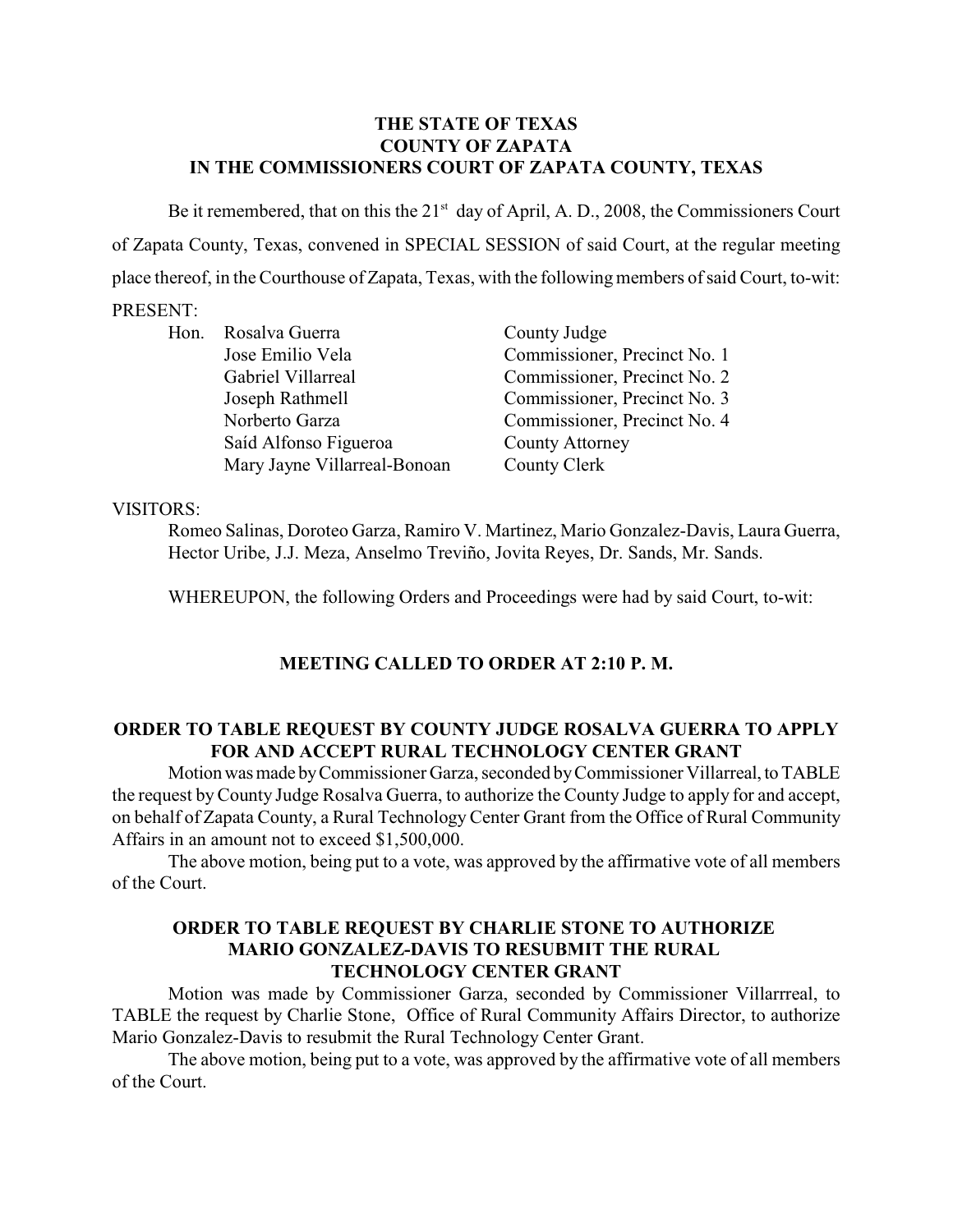**THE STATE OF TEXAS**
**COUNTY OF ZAPATA**
**IN THE COMMISSIONERS COURT OF ZAPATA COUNTY, TEXAS**

Be it remembered, that on this the 21st day of April, A. D., 2008, the Commissioners Court of Zapata County, Texas, convened in SPECIAL SESSION of said Court, at the regular meeting place thereof, in the Courthouse of Zapata, Texas, with the following members of said Court, to-wit:

PRESENT:

| | |
|---|---|
| Hon. Rosalva Guerra | County Judge |
| Jose Emilio Vela | Commissioner, Precinct No. 1 |
| Gabriel Villarreal | Commissioner, Precinct No. 2 |
| Joseph Rathmell | Commissioner, Precinct No. 3 |
| Norberto Garza | Commissioner, Precinct No. 4 |
| Saíd Alfonso Figueroa | County Attorney |
| Mary Jayne Villarreal-Bonoan | County Clerk |

VISITORS:

Romeo Salinas, Doroteo Garza, Ramiro V. Martinez, Mario Gonzalez-Davis, Laura Guerra, Hector Uribe, J.J. Meza, Anselmo Treviño, Jovita Reyes, Dr. Sands, Mr. Sands.

WHEREUPON, the following Orders and Proceedings were had by said Court, to-wit:

**MEETING CALLED TO ORDER AT 2:10 P. M.**

**ORDER TO TABLE REQUEST BY COUNTY JUDGE ROSALVA GUERRA TO APPLY FOR AND ACCEPT RURAL TECHNOLOGY CENTER GRANT**

Motion was made by Commissioner Garza, seconded by Commissioner Villarreal, to TABLE the request by County Judge Rosalva Guerra, to authorize the County Judge to apply for and accept, on behalf of Zapata County, a Rural Technology Center Grant from the Office of Rural Community Affairs in an amount not to exceed $1,500,000.

The above motion, being put to a vote, was approved by the affirmative vote of all members of the Court.

**ORDER TO TABLE REQUEST BY CHARLIE STONE TO AUTHORIZE MARIO GONZALEZ-DAVIS TO RESUBMIT THE RURAL TECHNOLOGY CENTER GRANT**

Motion was made by Commissioner Garza, seconded by Commissioner Villarrreal, to TABLE the request by Charlie Stone, Office of Rural Community Affairs Director, to authorize Mario Gonzalez-Davis to resubmit the Rural Technology Center Grant.

The above motion, being put to a vote, was approved by the affirmative vote of all members of the Court.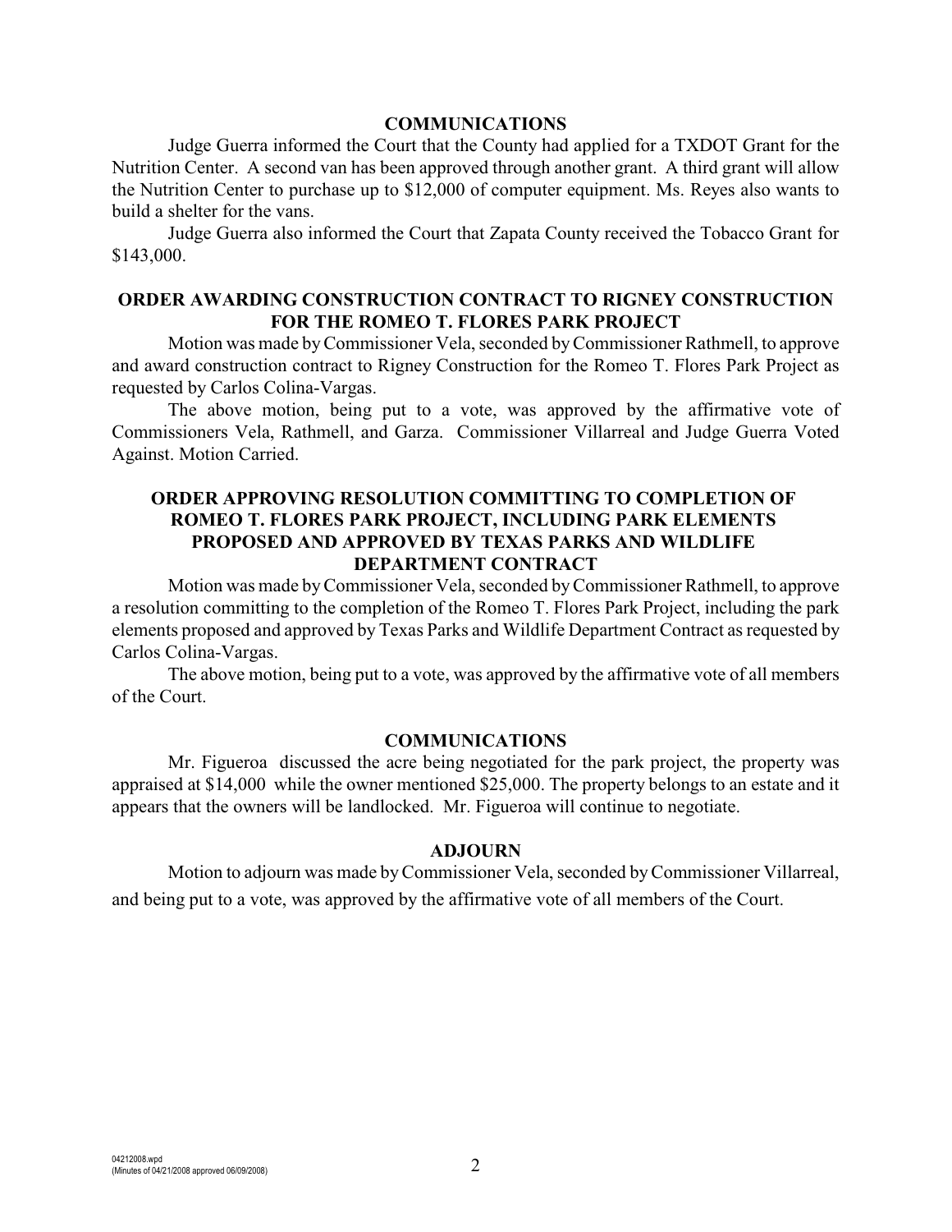## COMMUNICATIONS

Judge Guerra informed the Court that the County had applied for a TXDOT Grant for the Nutrition Center. A second van has been approved through another grant. A third grant will allow the Nutrition Center to purchase up to $12,000 of computer equipment. Ms. Reyes also wants to build a shelter for the vans.

Judge Guerra also informed the Court that Zapata County received the Tobacco Grant for $143,000.

## ORDER AWARDING CONSTRUCTION CONTRACT TO RIGNEY CONSTRUCTION FOR THE ROMEO T. FLORES PARK PROJECT

Motion was made by Commissioner Vela, seconded by Commissioner Rathmell, to approve and award construction contract to Rigney Construction for the Romeo T. Flores Park Project as requested by Carlos Colina-Vargas.

The above motion, being put to a vote, was approved by the affirmative vote of Commissioners Vela, Rathmell, and Garza. Commissioner Villarreal and Judge Guerra Voted Against. Motion Carried.

## ORDER APPROVING RESOLUTION COMMITTING TO COMPLETION OF ROMEO T. FLORES PARK PROJECT, INCLUDING PARK ELEMENTS PROPOSED AND APPROVED BY TEXAS PARKS AND WILDLIFE DEPARTMENT CONTRACT

Motion was made by Commissioner Vela, seconded by Commissioner Rathmell, to approve a resolution committing to the completion of the Romeo T. Flores Park Project, including the park elements proposed and approved by Texas Parks and Wildlife Department Contract as requested by Carlos Colina-Vargas.

The above motion, being put to a vote, was approved by the affirmative vote of all members of the Court.

## COMMUNICATIONS

Mr. Figueroa discussed the acre being negotiated for the park project, the property was appraised at $14,000 while the owner mentioned $25,000. The property belongs to an estate and it appears that the owners will be landlocked. Mr. Figueroa will continue to negotiate.

## ADJOURN

Motion to adjourn was made by Commissioner Vela, seconded by Commissioner Villarreal, and being put to a vote, was approved by the affirmative vote of all members of the Court.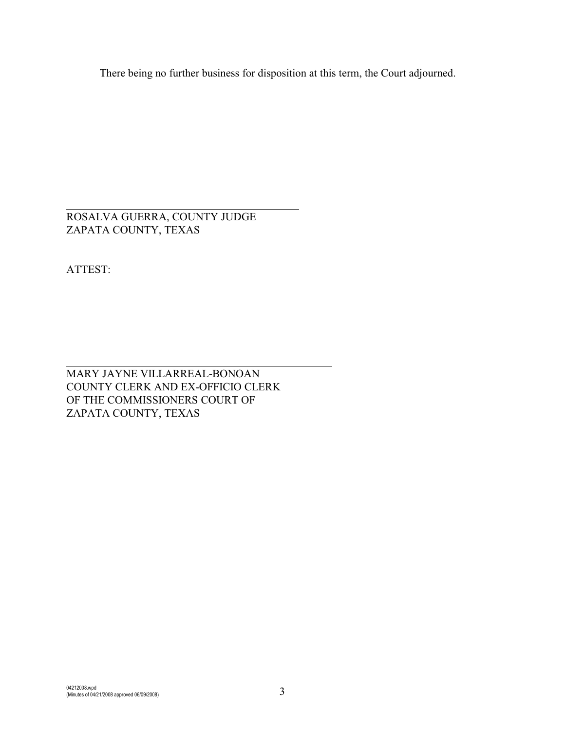There being no further business for disposition at this term, the Court adjourned.

\_\_\_\_\_\_\_\_\_\_\_\_\_\_\_\_\_\_\_\_\_\_\_\_\_\_\_\_\_\_\_\_\_\_\_\_\_\_\_\_

ROSALVA GUERRA, COUNTY JUDGE
ZAPATA COUNTY, TEXAS

ATTEST:

\_\_\_\_\_\_\_\_\_\_\_\_\_\_\_\_\_\_\_\_\_\_\_\_\_\_\_\_\_\_\_\_\_\_\_\_\_\_\_\_\_\_\_\_\_\_

MARY JAYNE VILLARREAL-BONOAN
COUNTY CLERK AND EX-OFFICIO CLERK
OF THE COMMISSIONERS COURT OF
ZAPATA COUNTY, TEXAS

04212008.wpd
(Minutes of 04/21/2008 approved 06/09/2008)